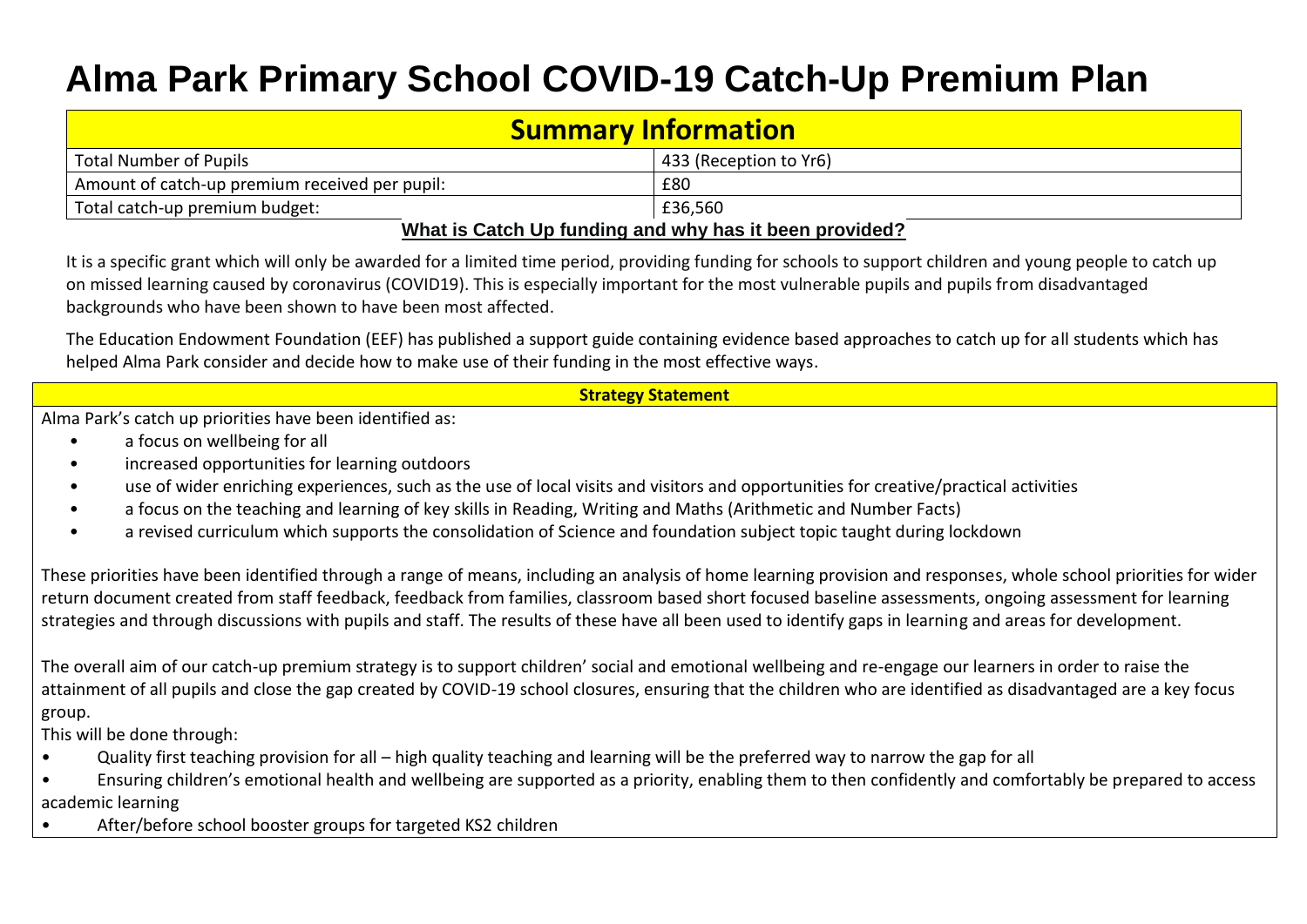# Alma Park Primary School COVID-19 Catch-Up Premium Plan

| Summary Information | |
|---|---|
| Total Number of Pupils | 433 (Reception to Yr6) |
| Amount of catch-up premium received per pupil: | £80 |
| Total catch-up premium budget: | £36,560 |

## What is Catch Up funding and why has it been provided?

It is a specific grant which will only be awarded for a limited time period, providing funding for schools to support children and young people to catch up on missed learning caused by coronavirus (COVID19). This is especially important for the most vulnerable pupils and pupils from disadvantaged backgrounds who have been shown to have been most affected.

The Education Endowment Foundation (EEF) has published a support guide containing evidence based approaches to catch up for all students which has helped Alma Park consider and decide how to make use of their funding in the most effective ways.

## Strategy Statement

Alma Park's catch up priorities have been identified as:

- a focus on wellbeing for all
- increased opportunities for learning outdoors
- use of wider enriching experiences, such as the use of local visits and visitors and opportunities for creative/practical activities
- a focus on the teaching and learning of key skills in Reading, Writing and Maths (Arithmetic and Number Facts)
- a revised curriculum which supports the consolidation of Science and foundation subject topic taught during lockdown

These priorities have been identified through a range of means, including an analysis of home learning provision and responses, whole school priorities for wider return document created from staff feedback, feedback from families, classroom based short focused baseline assessments, ongoing assessment for learning strategies and through discussions with pupils and staff. The results of these have all been used to identify gaps in learning and areas for development.

The overall aim of our catch-up premium strategy is to support children' social and emotional wellbeing and re-engage our learners in order to raise the attainment of all pupils and close the gap created by COVID-19 school closures, ensuring that the children who are identified as disadvantaged are a key focus group.

This will be done through:

- Quality first teaching provision for all – high quality teaching and learning will be the preferred way to narrow the gap for all
- Ensuring children's emotional health and wellbeing are supported as a priority, enabling them to then confidently and comfortably be prepared to access academic learning
- After/before school booster groups for targeted KS2 children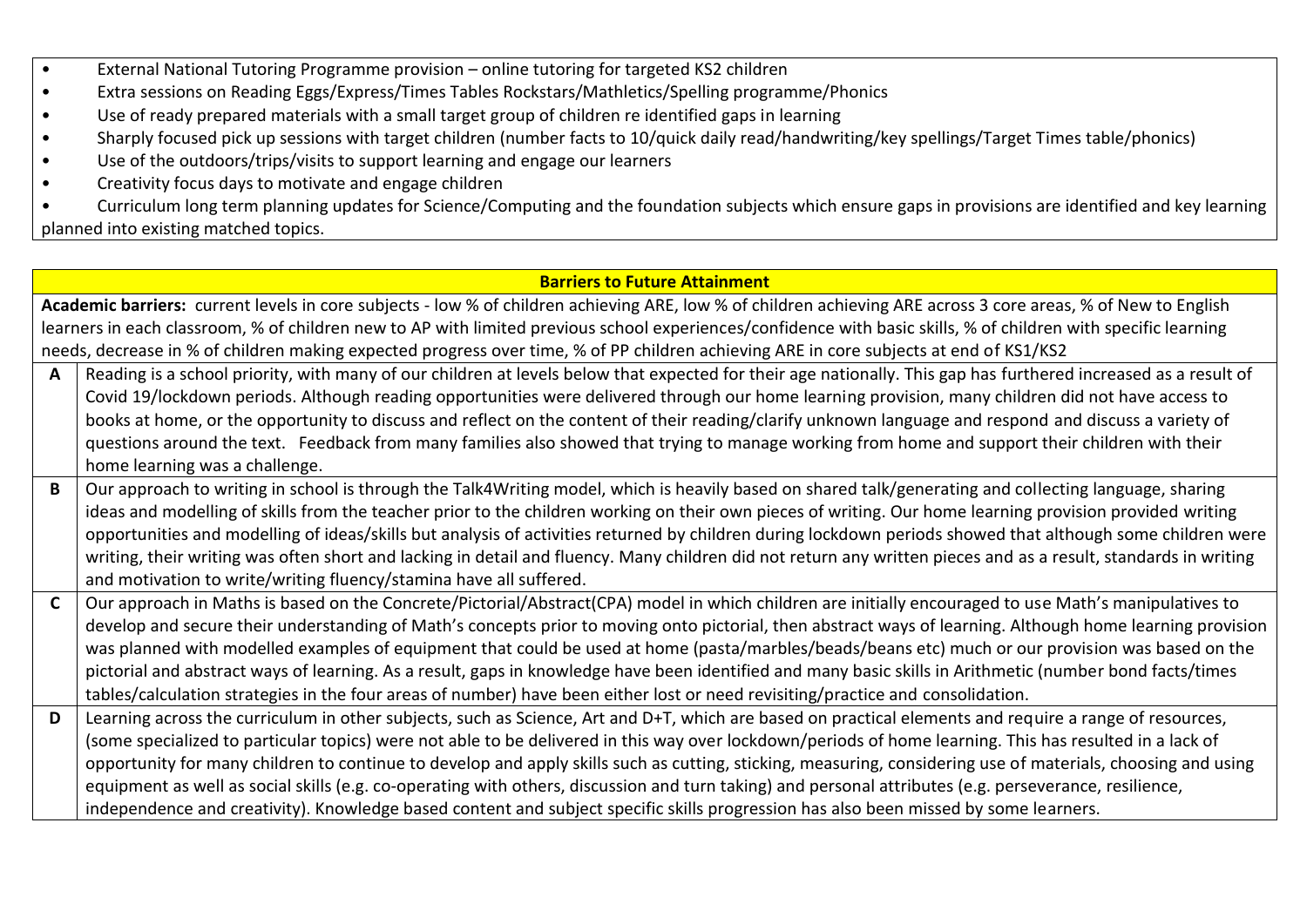- External National Tutoring Programme provision – online tutoring for targeted KS2 children
- Extra sessions on Reading Eggs/Express/Times Tables Rockstars/Mathletics/Spelling programme/Phonics
- Use of ready prepared materials with a small target group of children re identified gaps in learning
- Sharply focused pick up sessions with target children (number facts to 10/quick daily read/handwriting/key spellings/Target Times table/phonics)
- Use of the outdoors/trips/visits to support learning and engage our learners
- Creativity focus days to motivate and engage children
- Curriculum long term planning updates for Science/Computing and the foundation subjects which ensure gaps in provisions are identified and key learning planned into existing matched topics.

| **Barriers to Future Attainment** | |
|---|---|
| **Academic barriers:** current levels in core subjects - low % of children achieving ARE, low % of children achieving ARE across 3 core areas, % of New to English learners in each classroom, % of children new to AP with limited previous school experiences/confidence with basic skills, % of children with specific learning needs, decrease in % of children making expected progress over time, % of PP children achieving ARE in core subjects at end of KS1/KS2 | |
| **A** | Reading is a school priority, with many of our children at levels below that expected for their age nationally. This gap has furthered increased as a result of Covid 19/lockdown periods. Although reading opportunities were delivered through our home learning provision, many children did not have access to books at home, or the opportunity to discuss and reflect on the content of their reading/clarify unknown language and respond and discuss a variety of questions around the text. Feedback from many families also showed that trying to manage working from home and support their children with their home learning was a challenge. |
| **B** | Our approach to writing in school is through the Talk4Writing model, which is heavily based on shared talk/generating and collecting language, sharing ideas and modelling of skills from the teacher prior to the children working on their own pieces of writing. Our home learning provision provided writing opportunities and modelling of ideas/skills but analysis of activities returned by children during lockdown periods showed that although some children were writing, their writing was often short and lacking in detail and fluency. Many children did not return any written pieces and as a result, standards in writing and motivation to write/writing fluency/stamina have all suffered. |
| **C** | Our approach in Maths is based on the Concrete/Pictorial/Abstract(CPA) model in which children are initially encouraged to use Math's manipulatives to develop and secure their understanding of Math's concepts prior to moving onto pictorial, then abstract ways of learning. Although home learning provision was planned with modelled examples of equipment that could be used at home (pasta/marbles/beads/beans etc) much or our provision was based on the pictorial and abstract ways of learning. As a result, gaps in knowledge have been identified and many basic skills in Arithmetic (number bond facts/times tables/calculation strategies in the four areas of number) have been either lost or need revisiting/practice and consolidation. |
| **D** | Learning across the curriculum in other subjects, such as Science, Art and D+T, which are based on practical elements and require a range of resources, (some specialized to particular topics) were not able to be delivered in this way over lockdown/periods of home learning. This has resulted in a lack of opportunity for many children to continue to develop and apply skills such as cutting, sticking, measuring, considering use of materials, choosing and using equipment as well as social skills (e.g. co-operating with others, discussion and turn taking) and personal attributes (e.g. perseverance, resilience, independence and creativity). Knowledge based content and subject specific skills progression has also been missed by some learners. |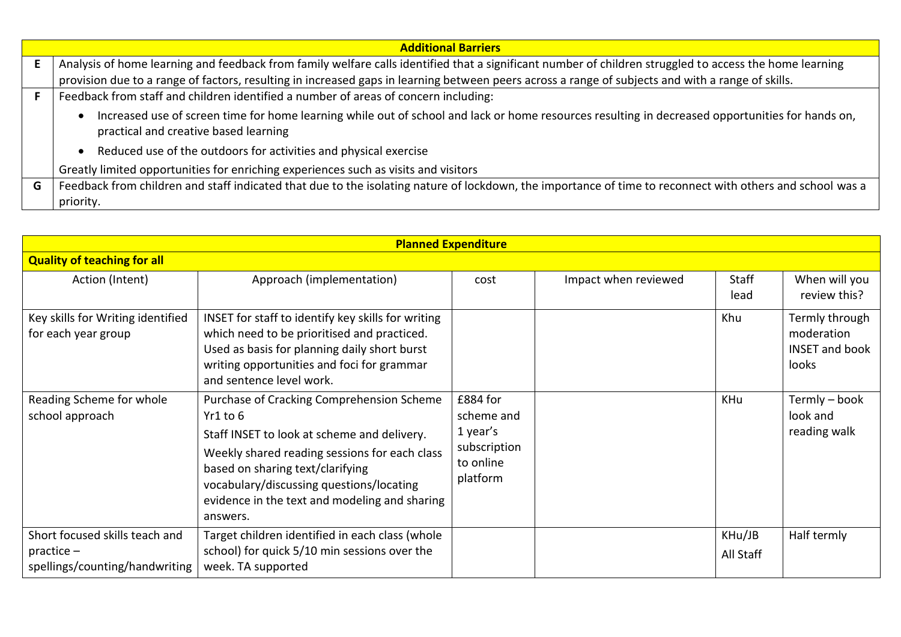| Additional Barriers | |
|---|---|
| E | Analysis of home learning and feedback from family welfare calls identified that a significant number of children struggled to access the home learning provision due to a range of factors, resulting in increased gaps in learning between peers across a range of subjects and with a range of skills. |
| F | Feedback from staff and children identified a number of areas of concern including:<br>• Increased use of screen time for home learning while out of school and lack or home resources resulting in decreased opportunities for hands on, practical and creative based learning<br>• Reduced use of the outdoors for activities and physical exercise<br>Greatly limited opportunities for enriching experiences such as visits and visitors |
| G | Feedback from children and staff indicated that due to the isolating nature of lockdown, the importance of time to reconnect with others and school was a priority. |

**Planned Expenditure**

**Quality of teaching for all**

| Action (Intent) | Approach (implementation) | cost | Impact when reviewed | Staff lead | When will you review this? |
|---|---|---|---|---|---|
| Key skills for Writing identified for each year group | INSET for staff to identify key skills for writing which need to be prioritised and practiced. Used as basis for planning daily short burst writing opportunities and foci for grammar and sentence level work. | | | Khu | Termly through moderation INSET and book looks |
| Reading Scheme for whole school approach | Purchase of Cracking Comprehension Scheme Yr1 to 6<br>Staff INSET to look at scheme and delivery.<br>Weekly shared reading sessions for each class based on sharing text/clarifying vocabulary/discussing questions/locating evidence in the text and modeling and sharing answers. | £884 for scheme and 1 year's subscription to online platform | | KHu | Termly – book look and reading walk |
| Short focused skills teach and practice – spellings/counting/handwriting | Target children identified in each class (whole school) for quick 5/10 min sessions over the week. TA supported | | | KHu/JB<br>All Staff | Half termly |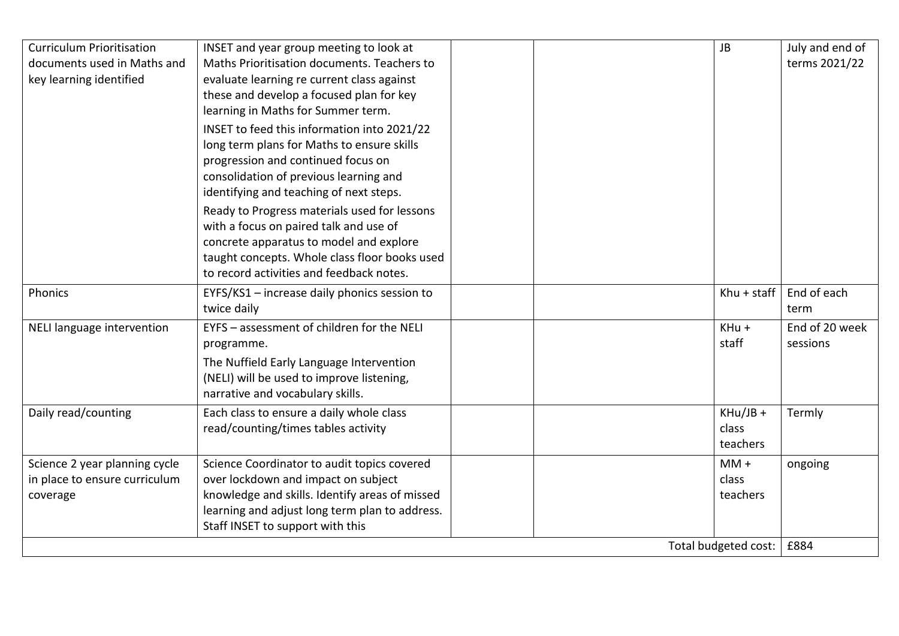| | | | | | |
|---|---|---|---|---|---|
| Curriculum Prioritisation documents used in Maths and key learning identified | INSET and year group meeting to look at Maths Prioritisation documents. Teachers to evaluate learning re current class against these and develop a focused plan for key learning in Maths for Summer term.<br><br>INSET to feed this information into 2021/22 long term plans for Maths to ensure skills progression and continued focus on consolidation of previous learning and identifying and teaching of next steps.<br><br>Ready to Progress materials used for lessons with a focus on paired talk and use of concrete apparatus to model and explore taught concepts. Whole class floor books used to record activities and feedback notes. | | | JB | July and end of terms 2021/22 |
| Phonics | EYFS/KS1 – increase daily phonics session to twice daily | | | Khu + staff | End of each term |
| NELI language intervention | EYFS – assessment of children for the NELI programme.<br><br>The Nuffield Early Language Intervention (NELI) will be used to improve listening, narrative and vocabulary skills. | | | KHu + staff | End of 20 week sessions |
| Daily read/counting | Each class to ensure a daily whole class read/counting/times tables activity | | | KHu/JB + class teachers | Termly |
| Science 2 year planning cycle in place to ensure curriculum coverage | Science Coordinator to audit topics covered over lockdown and impact on subject knowledge and skills. Identify areas of missed learning and adjust long term plan to address. Staff INSET to support with this | | | MM + class teachers | ongoing |
| | | | | Total budgeted cost: | £884 |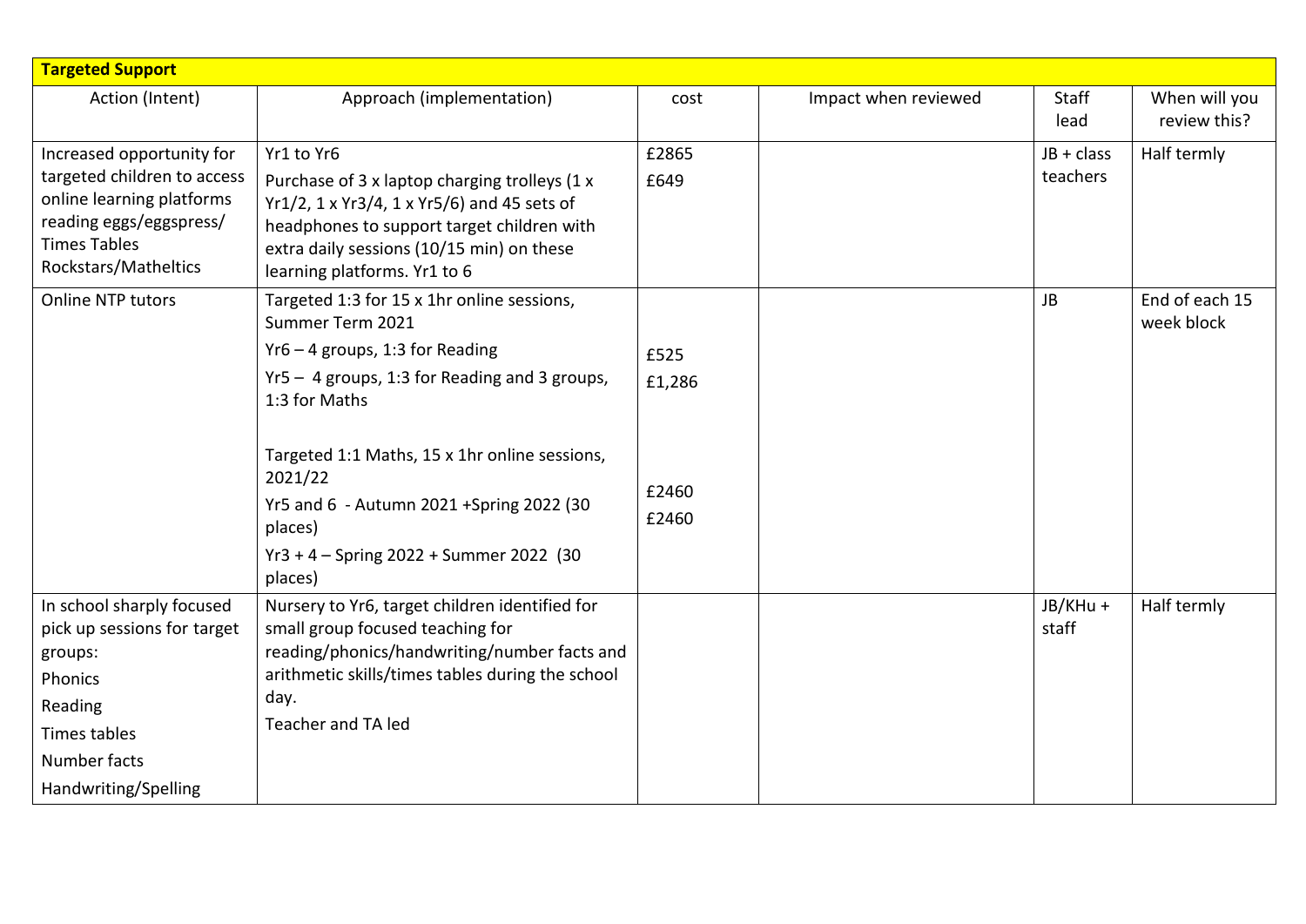| **Targeted Support** | | | | | |
|---|---|---|---|---|---|
| Action (Intent) | Approach (implementation) | cost | Impact when reviewed | Staff lead | When will you review this? |
| Increased opportunity for targeted children to access online learning platforms reading eggs/eggspress/ Times Tables Rockstars/Matheltics | Yr1 to Yr6<br>Purchase of 3 x laptop charging trolleys (1 x Yr1/2, 1 x Yr3/4, 1 x Yr5/6) and 45 sets of headphones to support target children with extra daily sessions (10/15 min) on these learning platforms. Yr1 to 6 | £2865<br>£649 | | JB + class teachers | Half termly |
| Online NTP tutors | Targeted 1:3 for 15 x 1hr online sessions, Summer Term 2021<br>Yr6 – 4 groups, 1:3 for Reading<br>Yr5 – 4 groups, 1:3 for Reading and 3 groups, 1:3 for Maths<br><br>Targeted 1:1 Maths, 15 x 1hr online sessions, 2021/22<br>Yr5 and 6 - Autumn 2021 +Spring 2022 (30 places)<br>Yr3 + 4 – Spring 2022 + Summer 2022 (30 places) | <br><br>£525<br>£1,286<br><br><br><br>£2460<br>£2460 | | JB | End of each 15 week block |
| In school sharply focused pick up sessions for target groups:<br>Phonics<br>Reading<br>Times tables<br>Number facts<br>Handwriting/Spelling | Nursery to Yr6, target children identified for small group focused teaching for reading/phonics/handwriting/number facts and arithmetic skills/times tables during the school day.<br>Teacher and TA led | | | JB/KHu + staff | Half termly |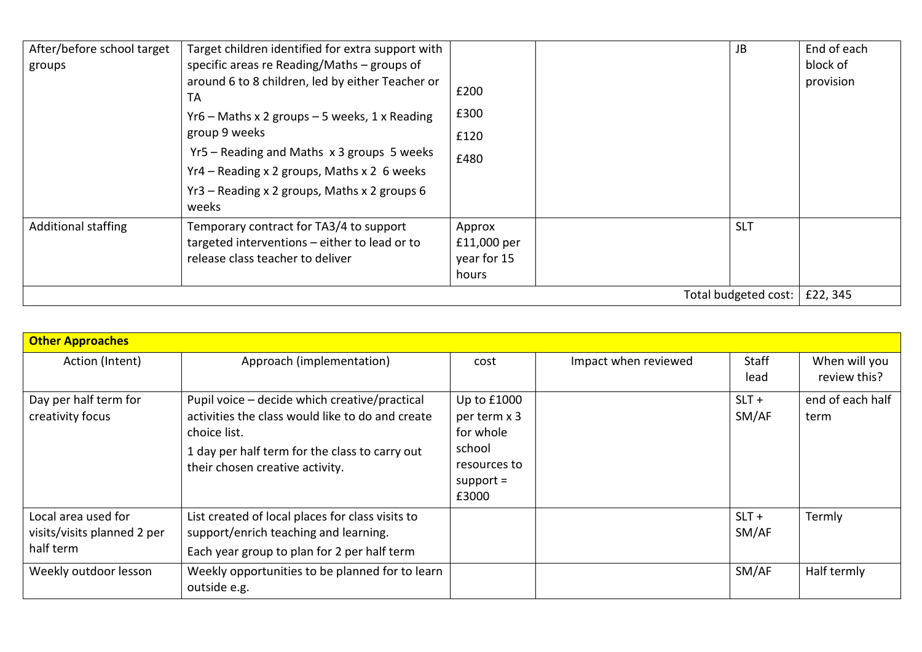| | | | | | |
|---|---|---|---|---|---|
| After/before school target groups | Target children identified for extra support with specific areas re Reading/Maths – groups of around 6 to 8 children, led by either Teacher or TA<br>Yr6 – Maths x 2 groups – 5 weeks, 1 x Reading group 9 weeks<br>Yr5 – Reading and Maths x 3 groups 5 weeks<br>Yr4 – Reading x 2 groups, Maths x 2 6 weeks<br>Yr3 – Reading x 2 groups, Maths x 2 groups 6 weeks | £200<br>£300<br>£120<br>£480 | | JB | End of each block of provision |
| Additional staffing | Temporary contract for TA3/4 to support targeted interventions – either to lead or to release class teacher to deliver | Approx £11,000 per year for 15 hours | | SLT | |
| | | | | Total budgeted cost: | £22, 345 |

| **Other Approaches** | | | | | |
|---|---|---|---|---|---|
| Action (Intent) | Approach (implementation) | cost | Impact when reviewed | Staff lead | When will you review this? |
| Day per half term for creativity focus | Pupil voice – decide which creative/practical activities the class would like to do and create choice list.<br>1 day per half term for the class to carry out their chosen creative activity. | Up to £1000 per term x 3 for whole school resources to support = £3000 | | SLT + SM/AF | end of each half term |
| Local area used for visits/visits planned 2 per half term | List created of local places for class visits to support/enrich teaching and learning.<br>Each year group to plan for 2 per half term | | | SLT + SM/AF | Termly |
| Weekly outdoor lesson | Weekly opportunities to be planned for to learn outside e.g. | | | SM/AF | Half termly |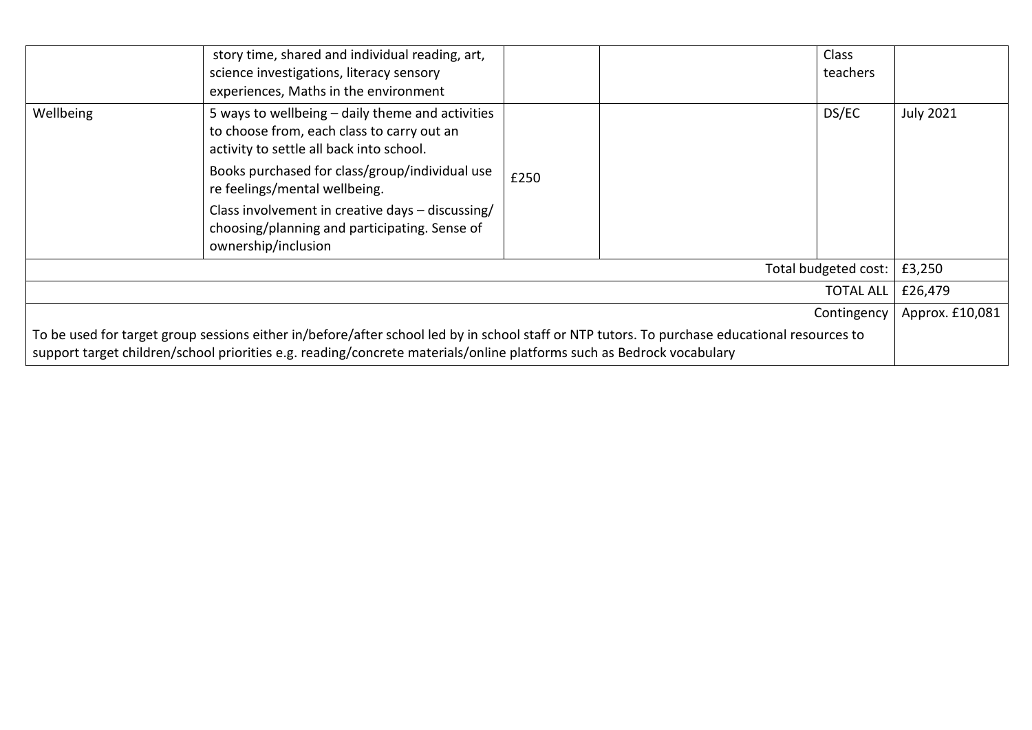| | | | | | |
|---|---|---|---|---|---|
| | story time, shared and individual reading, art, science investigations, literacy sensory experiences, Maths in the environment | | | Class teachers | |
| Wellbeing | 5 ways to wellbeing – daily theme and activities to choose from, each class to carry out an activity to settle all back into school.<br>Books purchased for class/group/individual use re feelings/mental wellbeing.<br>Class involvement in creative days – discussing/ choosing/planning and participating. Sense of ownership/inclusion | £250 | | DS/EC | July 2021 |
| | | | | Total budgeted cost: | £3,250 |
| | | | | TOTAL ALL | £26,479 |
| | | | | Contingency | Approx. £10,081 |
| To be used for target group sessions either in/before/after school led by in school staff or NTP tutors. To purchase educational resources to support target children/school priorities e.g. reading/concrete materials/online platforms such as Bedrock vocabulary | | | | | |